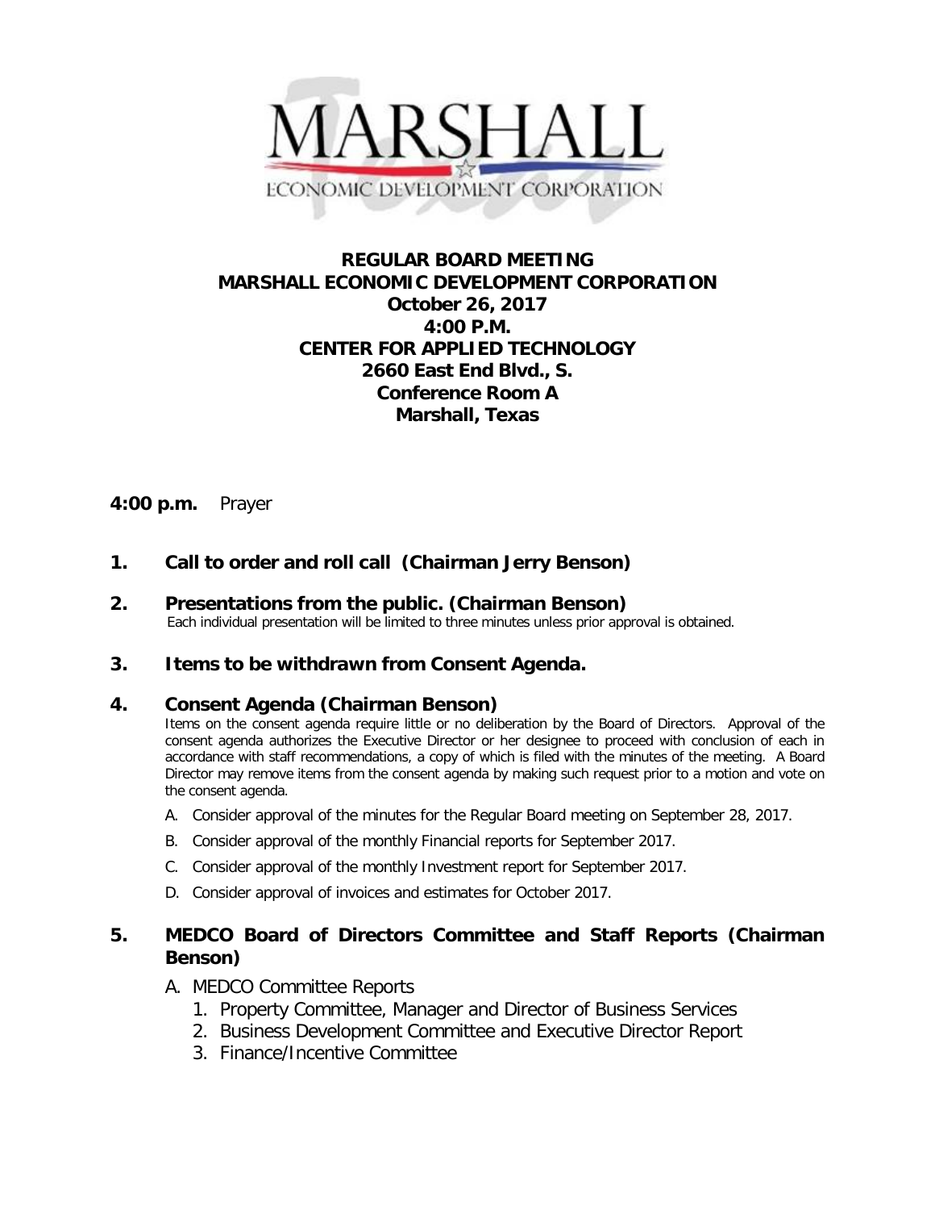MARSHALL
ECONOMIC DEVELOPMENT CORPORATION

# REGULAR BOARD MEETING
# MARSHALL ECONOMIC DEVELOPMENT CORPORATION
**October 26, 2017**
**4:00 P.M.**
**CENTER FOR APPLIED TECHNOLOGY**
**2660 East End Blvd., S.**
**Conference Room A**
**Marshall, Texas**

**4:00 p.m.** Prayer

## 1. Call to order and roll call (Chairman Jerry Benson)

## 2. Presentations from the public. (Chairman Benson)
Each individual presentation will be limited to three minutes unless prior approval is obtained.

## 3. Items to be withdrawn from Consent Agenda.

## 4. Consent Agenda (Chairman Benson)
Items on the consent agenda require little or no deliberation by the Board of Directors. Approval of the consent agenda authorizes the Executive Director or her designee to proceed with conclusion of each in accordance with staff recommendations, a copy of which is filed with the minutes of the meeting. A Board Director may remove items from the consent agenda by making such request prior to a motion and vote on the consent agenda.

A. Consider approval of the minutes for the Regular Board meeting on September 28, 2017.

B. Consider approval of the monthly Financial reports for September 2017.

C. Consider approval of the monthly Investment report for September 2017.

D. Consider approval of invoices and estimates for October 2017.

## 5. MEDCO Board of Directors Committee and Staff Reports (Chairman Benson)

A. MEDCO Committee Reports
   1. Property Committee, Manager and Director of Business Services
   2. Business Development Committee and Executive Director Report
   3. Finance/Incentive Committee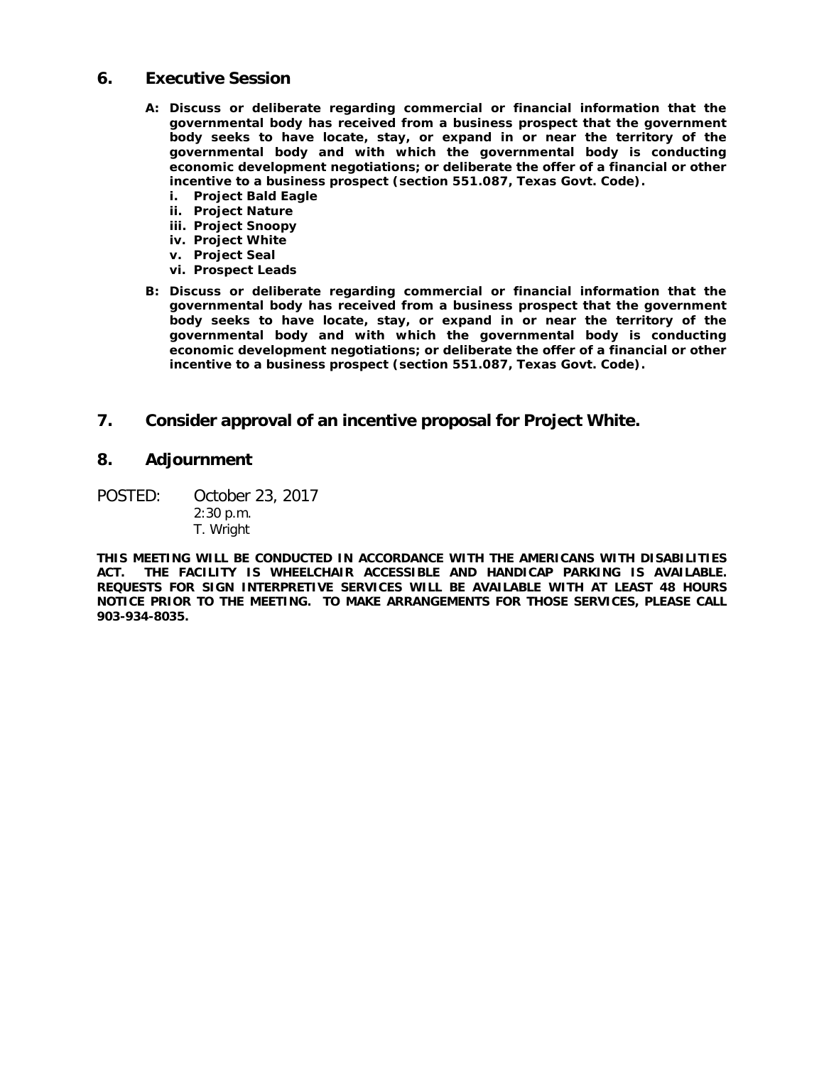## 6. Executive Session

**A: Discuss or deliberate regarding commercial or financial information that the governmental body has received from a business prospect that the government body seeks to have locate, stay, or expand in or near the territory of the governmental body and with which the governmental body is conducting economic development negotiations; or deliberate the offer of a financial or other incentive to a business prospect (section 551.087, Texas Govt. Code).**

- **i. Project Bald Eagle**
- **ii. Project Nature**
- **iii. Project Snoopy**
- **iv. Project White**
- **v. Project Seal**
- **vi. Prospect Leads**

**B: Discuss or deliberate regarding commercial or financial information that the governmental body has received from a business prospect that the government body seeks to have locate, stay, or expand in or near the territory of the governmental body and with which the governmental body is conducting economic development negotiations; or deliberate the offer of a financial or other incentive to a business prospect (section 551.087, Texas Govt. Code).**

## 7. Consider approval of an incentive proposal for Project White.

## 8. Adjournment

POSTED: October 23, 2017
2:30 p.m.
T. Wright

**THIS MEETING WILL BE CONDUCTED IN ACCORDANCE WITH THE AMERICANS WITH DISABILITIES ACT. THE FACILITY IS WHEELCHAIR ACCESSIBLE AND HANDICAP PARKING IS AVAILABLE. REQUESTS FOR SIGN INTERPRETIVE SERVICES WILL BE AVAILABLE WITH AT LEAST 48 HOURS NOTICE PRIOR TO THE MEETING. TO MAKE ARRANGEMENTS FOR THOSE SERVICES, PLEASE CALL 903-934-8035.**